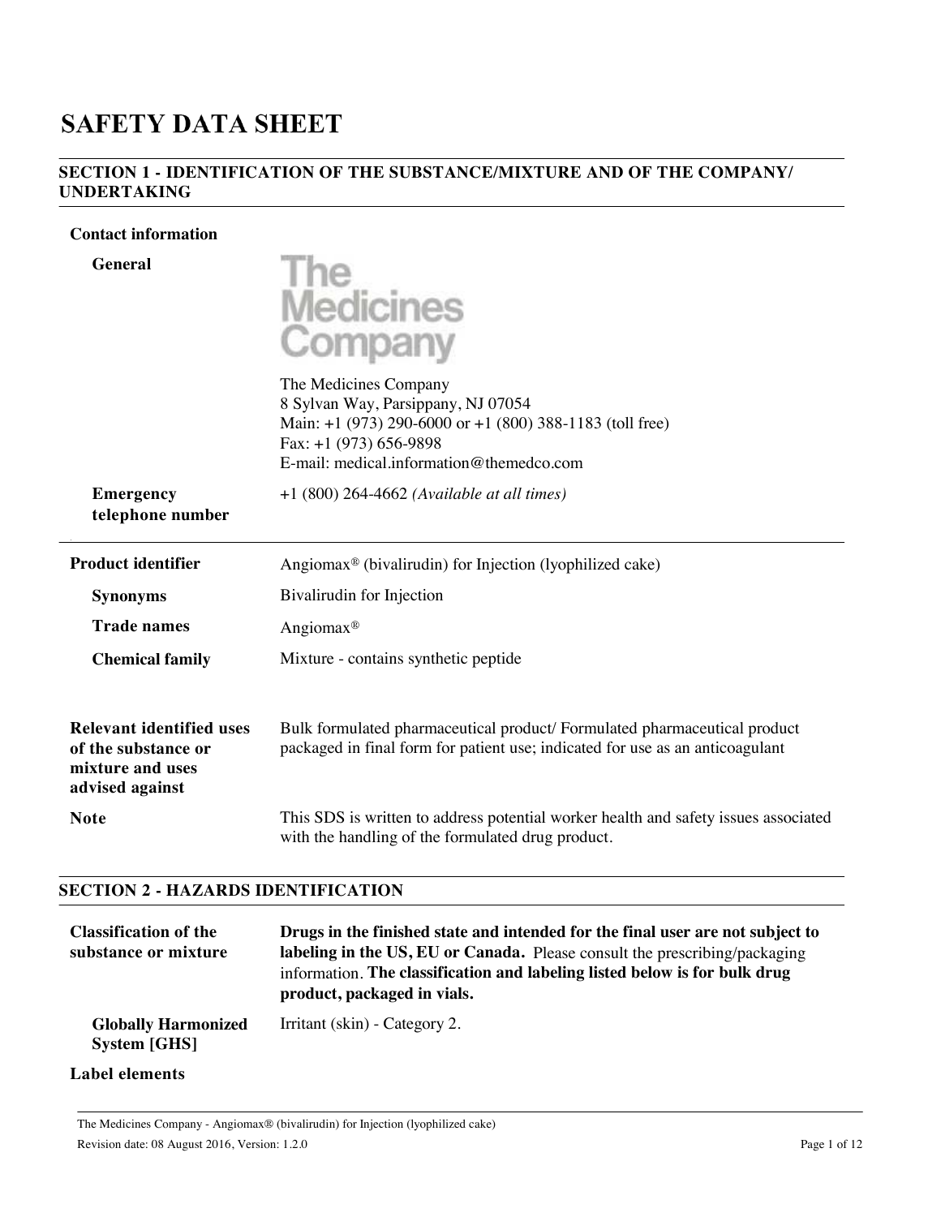# SAFETY DATA SHEET

## SECTION 1 - IDENTIFICATION OF THE SUBSTANCE/MIXTURE AND OF THE COMPANY/ UNDERTAKING

**Contact information**

**General**

The Medicines Company

The Medicines Company
8 Sylvan Way, Parsippany, NJ 07054
Main: +1 (973) 290-6000 or +1 (800) 388-1183 (toll free)
Fax: +1 (973) 656-9898
E-mail: medical.information@themedco.com

**Emergency telephone number**

+1 (800) 264-4662 *(Available at all times)*

| | |
|---|---|
| **Product identifier** | Angiomax® (bivalirudin) for Injection (lyophilized cake) |
| **Synonyms** | Bivalirudin for Injection |
| **Trade names** | Angiomax® |
| **Chemical family** | Mixture - contains synthetic peptide |
| **Relevant identified uses of the substance or mixture and uses advised against** | Bulk formulated pharmaceutical product/ Formulated pharmaceutical product packaged in final form for patient use; indicated for use as an anticoagulant |
| **Note** | This SDS is written to address potential worker health and safety issues associated with the handling of the formulated drug product. |

## SECTION 2 - HAZARDS IDENTIFICATION

| | |
|---|---|
| **Classification of the substance or mixture** | **Drugs in the finished state and intended for the final user are not subject to labeling in the US, EU or Canada.** Please consult the prescribing/packaging information. **The classification and labeling listed below is for bulk drug product, packaged in vials.** |
| **Globally Harmonized System [GHS]** | Irritant (skin) - Category 2. |

**Label elements**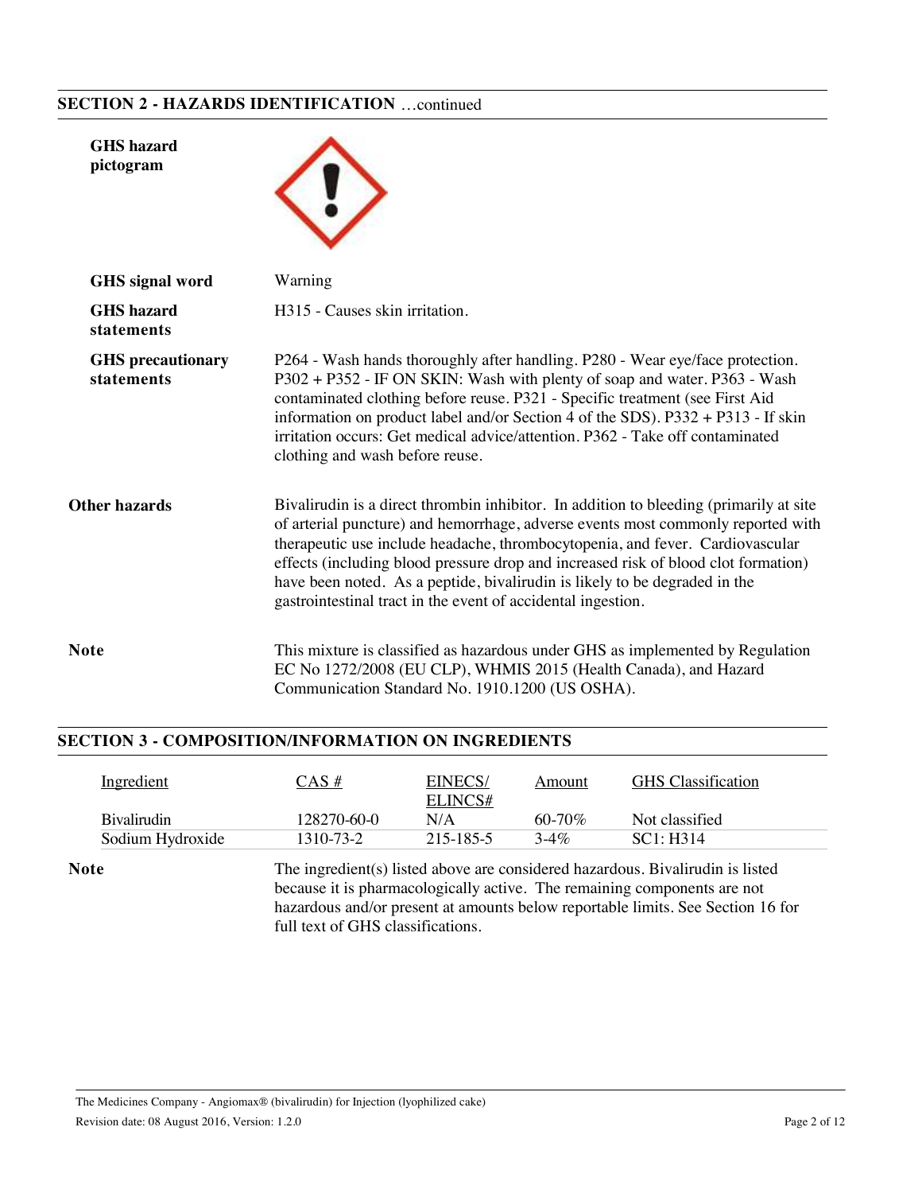## SECTION 2 - HAZARDS IDENTIFICATION …continued

**GHS hazard pictogram**

**GHS signal word** Warning

**GHS hazard statements** H315 - Causes skin irritation.

**GHS precautionary statements** P264 - Wash hands thoroughly after handling. P280 - Wear eye/face protection. P302 + P352 - IF ON SKIN: Wash with plenty of soap and water. P363 - Wash contaminated clothing before reuse. P321 - Specific treatment (see First Aid information on product label and/or Section 4 of the SDS). P332 + P313 - If skin irritation occurs: Get medical advice/attention. P362 - Take off contaminated clothing and wash before reuse.

**Other hazards** Bivalirudin is a direct thrombin inhibitor. In addition to bleeding (primarily at site of arterial puncture) and hemorrhage, adverse events most commonly reported with therapeutic use include headache, thrombocytopenia, and fever. Cardiovascular effects (including blood pressure drop and increased risk of blood clot formation) have been noted. As a peptide, bivalirudin is likely to be degraded in the gastrointestinal tract in the event of accidental ingestion.

**Note** This mixture is classified as hazardous under GHS as implemented by Regulation EC No 1272/2008 (EU CLP), WHMIS 2015 (Health Canada), and Hazard Communication Standard No. 1910.1200 (US OSHA).

## SECTION 3 - COMPOSITION/INFORMATION ON INGREDIENTS

| Ingredient | CAS # | EINECS/ ELINCS# | Amount | GHS Classification |
|---|---|---|---|---|
| Bivalirudin | 128270-60-0 | N/A | 60-70% | Not classified |
| Sodium Hydroxide | 1310-73-2 | 215-185-5 | 3-4% | SC1: H314 |

**Note** The ingredient(s) listed above are considered hazardous. Bivalirudin is listed because it is pharmacologically active. The remaining components are not hazardous and/or present at amounts below reportable limits. See Section 16 for full text of GHS classifications.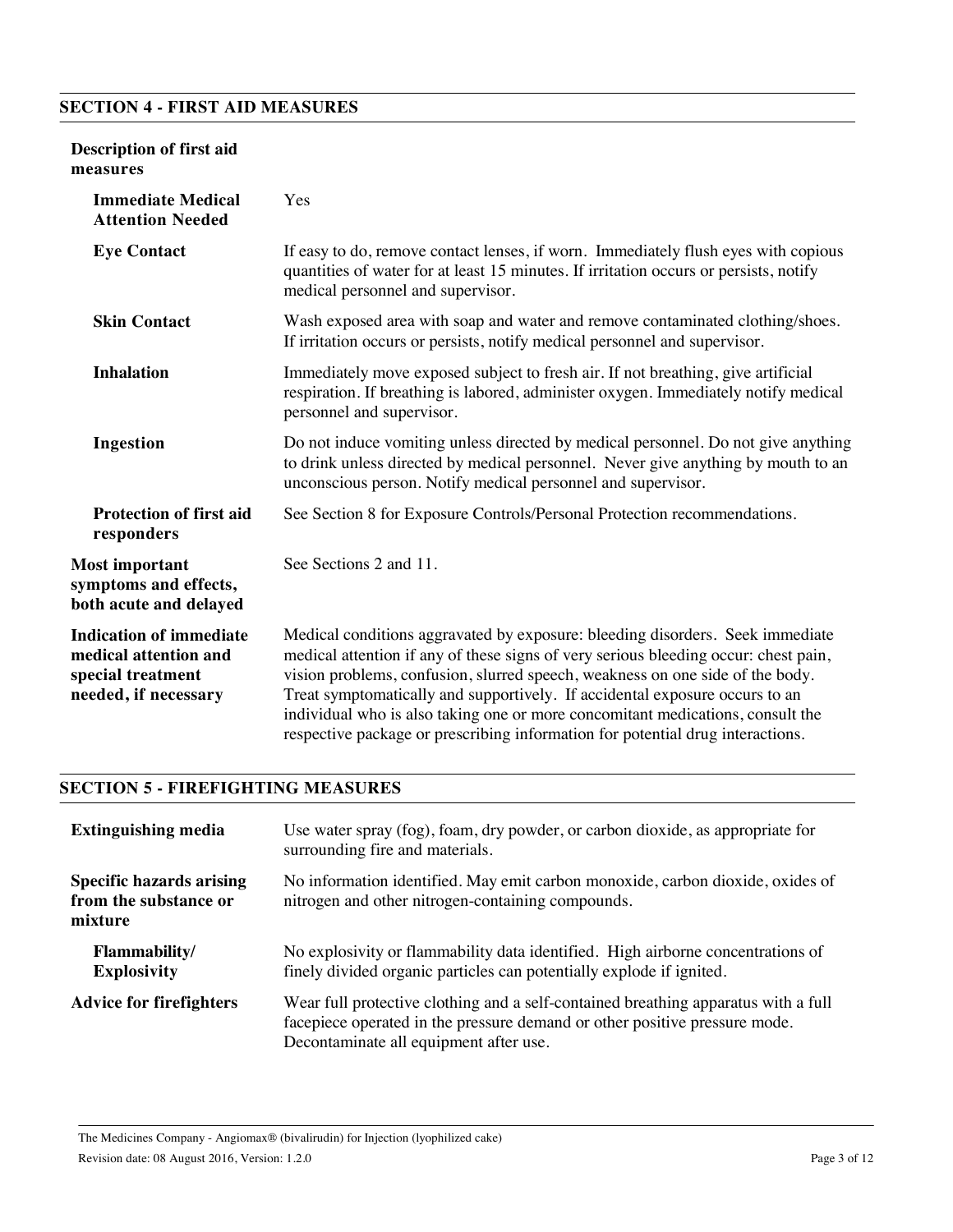## SECTION 4 - FIRST AID MEASURES

**Description of first aid measures**

**Immediate Medical Attention Needed**

Yes

**Eye Contact**

If easy to do, remove contact lenses, if worn. Immediately flush eyes with copious quantities of water for at least 15 minutes. If irritation occurs or persists, notify medical personnel and supervisor.

**Skin Contact**

Wash exposed area with soap and water and remove contaminated clothing/shoes. If irritation occurs or persists, notify medical personnel and supervisor.

**Inhalation**

Immediately move exposed subject to fresh air. If not breathing, give artificial respiration. If breathing is labored, administer oxygen. Immediately notify medical personnel and supervisor.

**Ingestion**

Do not induce vomiting unless directed by medical personnel. Do not give anything to drink unless directed by medical personnel. Never give anything by mouth to an unconscious person. Notify medical personnel and supervisor.

**Protection of first aid responders**

See Section 8 for Exposure Controls/Personal Protection recommendations.

**Most important symptoms and effects, both acute and delayed**

See Sections 2 and 11.

**Indication of immediate medical attention and special treatment needed, if necessary**

Medical conditions aggravated by exposure: bleeding disorders. Seek immediate medical attention if any of these signs of very serious bleeding occur: chest pain, vision problems, confusion, slurred speech, weakness on one side of the body. Treat symptomatically and supportively. If accidental exposure occurs to an individual who is also taking one or more concomitant medications, consult the respective package or prescribing information for potential drug interactions.

## SECTION 5 - FIREFIGHTING MEASURES

**Extinguishing media**

Use water spray (fog), foam, dry powder, or carbon dioxide, as appropriate for surrounding fire and materials.

**Specific hazards arising from the substance or mixture**

No information identified. May emit carbon monoxide, carbon dioxide, oxides of nitrogen and other nitrogen-containing compounds.

**Flammability/ Explosivity**

No explosivity or flammability data identified. High airborne concentrations of finely divided organic particles can potentially explode if ignited.

**Advice for firefighters**

Wear full protective clothing and a self-contained breathing apparatus with a full facepiece operated in the pressure demand or other positive pressure mode. Decontaminate all equipment after use.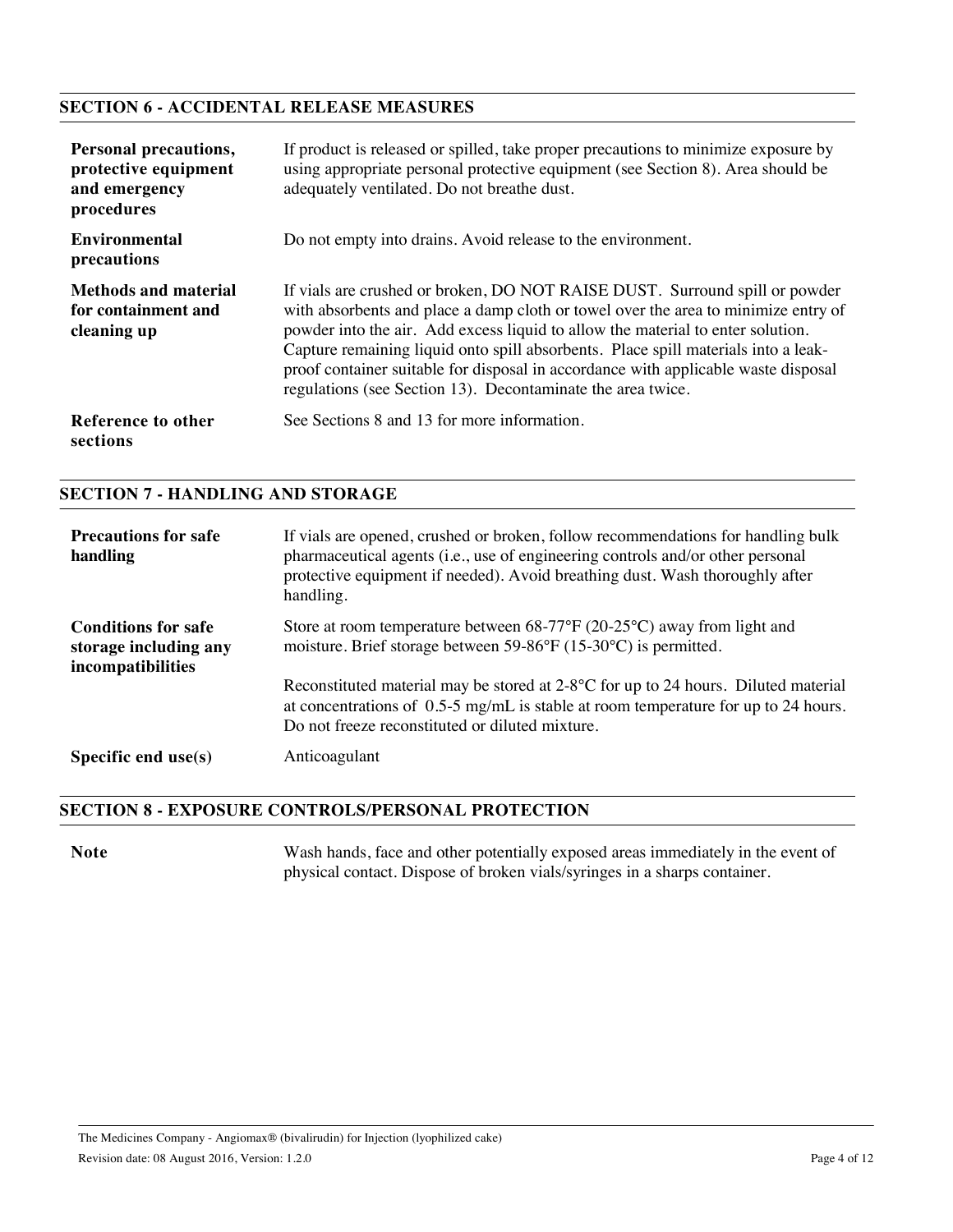## SECTION 6 - ACCIDENTAL RELEASE MEASURES

| | |
|---|---|
| **Personal precautions, protective equipment and emergency procedures** | If product is released or spilled, take proper precautions to minimize exposure by using appropriate personal protective equipment (see Section 8). Area should be adequately ventilated. Do not breathe dust. |
| **Environmental precautions** | Do not empty into drains. Avoid release to the environment. |
| **Methods and material for containment and cleaning up** | If vials are crushed or broken, DO NOT RAISE DUST. Surround spill or powder with absorbents and place a damp cloth or towel over the area to minimize entry of powder into the air. Add excess liquid to allow the material to enter solution. Capture remaining liquid onto spill absorbents. Place spill materials into a leak-proof container suitable for disposal in accordance with applicable waste disposal regulations (see Section 13). Decontaminate the area twice. |
| **Reference to other sections** | See Sections 8 and 13 for more information. |

## SECTION 7 - HANDLING AND STORAGE

| | |
|---|---|
| **Precautions for safe handling** | If vials are opened, crushed or broken, follow recommendations for handling bulk pharmaceutical agents (i.e., use of engineering controls and/or other personal protective equipment if needed). Avoid breathing dust. Wash thoroughly after handling. |
| **Conditions for safe storage including any incompatibilities** | Store at room temperature between 68-77°F (20-25°C) away from light and moisture. Brief storage between 59-86°F (15-30°C) is permitted.<br><br>Reconstituted material may be stored at 2-8°C for up to 24 hours. Diluted material at concentrations of 0.5-5 mg/mL is stable at room temperature for up to 24 hours. Do not freeze reconstituted or diluted mixture. |
| **Specific end use(s)** | Anticoagulant |

## SECTION 8 - EXPOSURE CONTROLS/PERSONAL PROTECTION

| | |
|---|---|
| **Note** | Wash hands, face and other potentially exposed areas immediately in the event of physical contact. Dispose of broken vials/syringes in a sharps container. |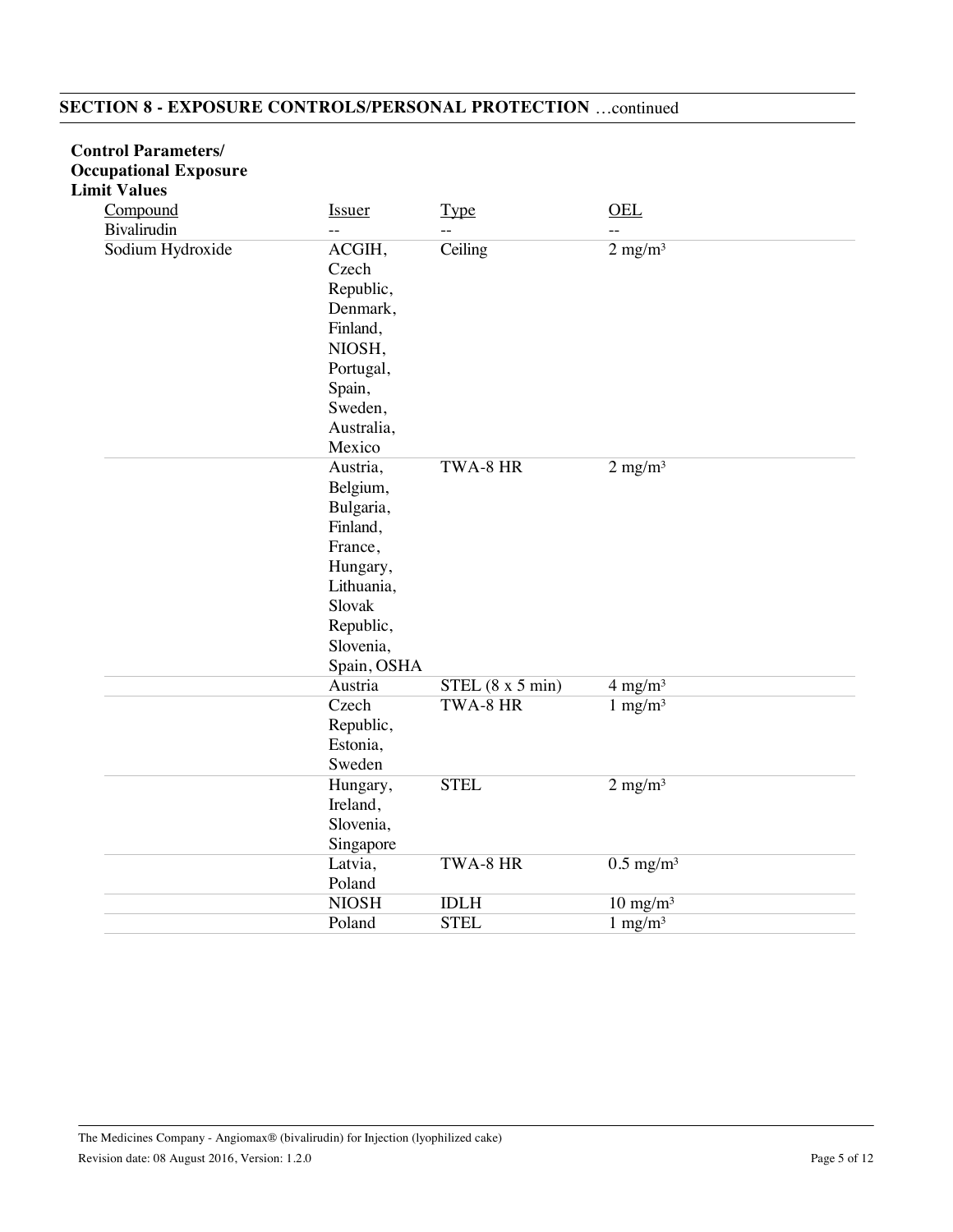## SECTION 8 - EXPOSURE CONTROLS/PERSONAL PROTECTION …continued

**Control Parameters/ Occupational Exposure Limit Values**

| Compound | Issuer | Type | OEL |
|---|---|---|---|
| Bivalirudin | -- | -- | -- |
| Sodium Hydroxide | ACGIH, Czech Republic, Denmark, Finland, NIOSH, Portugal, Spain, Sweden, Australia, Mexico | Ceiling | 2 mg/m³ |
| | Austria, Belgium, Bulgaria, Finland, France, Hungary, Lithuania, Slovak Republic, Slovenia, Spain, OSHA | TWA-8 HR | 2 mg/m³ |
| | Austria | STEL (8 x 5 min) | 4 mg/m³ |
| | Czech Republic, Estonia, Sweden | TWA-8 HR | 1 mg/m³ |
| | Hungary, Ireland, Slovenia, Singapore | STEL | 2 mg/m³ |
| | Latvia, Poland | TWA-8 HR | 0.5 mg/m³ |
| | NIOSH | IDLH | 10 mg/m³ |
| | Poland | STEL | 1 mg/m³ |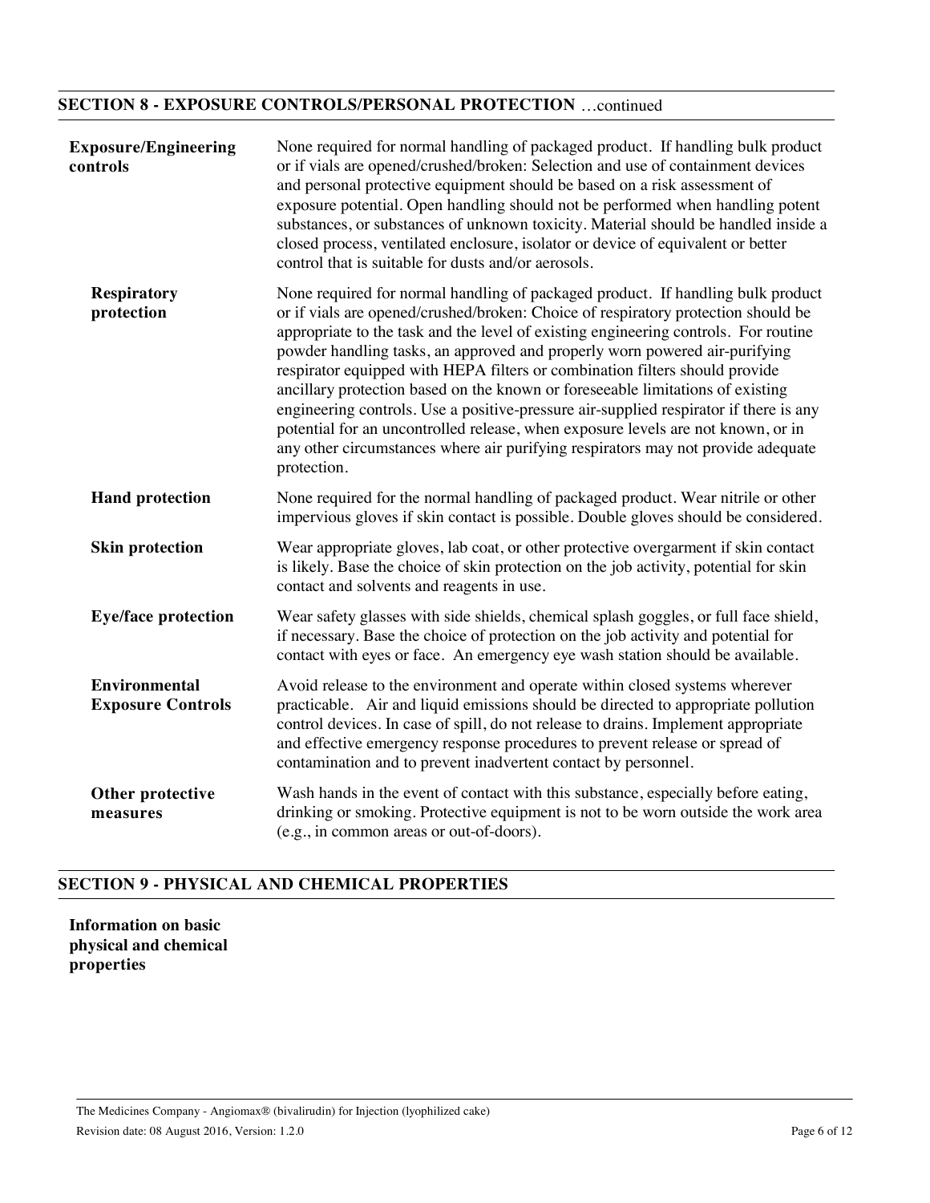## SECTION 8 - EXPOSURE CONTROLS/PERSONAL PROTECTION …continued

**Exposure/Engineering controls**

None required for normal handling of packaged product. If handling bulk product or if vials are opened/crushed/broken: Selection and use of containment devices and personal protective equipment should be based on a risk assessment of exposure potential. Open handling should not be performed when handling potent substances, or substances of unknown toxicity. Material should be handled inside a closed process, ventilated enclosure, isolator or device of equivalent or better control that is suitable for dusts and/or aerosols.

**Respiratory protection**

None required for normal handling of packaged product. If handling bulk product or if vials are opened/crushed/broken: Choice of respiratory protection should be appropriate to the task and the level of existing engineering controls. For routine powder handling tasks, an approved and properly worn powered air-purifying respirator equipped with HEPA filters or combination filters should provide ancillary protection based on the known or foreseeable limitations of existing engineering controls. Use a positive-pressure air-supplied respirator if there is any potential for an uncontrolled release, when exposure levels are not known, or in any other circumstances where air purifying respirators may not provide adequate protection.

**Hand protection**

None required for the normal handling of packaged product. Wear nitrile or other impervious gloves if skin contact is possible. Double gloves should be considered.

**Skin protection**

Wear appropriate gloves, lab coat, or other protective overgarment if skin contact is likely. Base the choice of skin protection on the job activity, potential for skin contact and solvents and reagents in use.

**Eye/face protection**

Wear safety glasses with side shields, chemical splash goggles, or full face shield, if necessary. Base the choice of protection on the job activity and potential for contact with eyes or face. An emergency eye wash station should be available.

**Environmental Exposure Controls**

Avoid release to the environment and operate within closed systems wherever practicable. Air and liquid emissions should be directed to appropriate pollution control devices. In case of spill, do not release to drains. Implement appropriate and effective emergency response procedures to prevent release or spread of contamination and to prevent inadvertent contact by personnel.

**Other protective measures**

Wash hands in the event of contact with this substance, especially before eating, drinking or smoking. Protective equipment is not to be worn outside the work area (e.g., in common areas or out-of-doors).

## SECTION 9 - PHYSICAL AND CHEMICAL PROPERTIES

**Information on basic physical and chemical properties**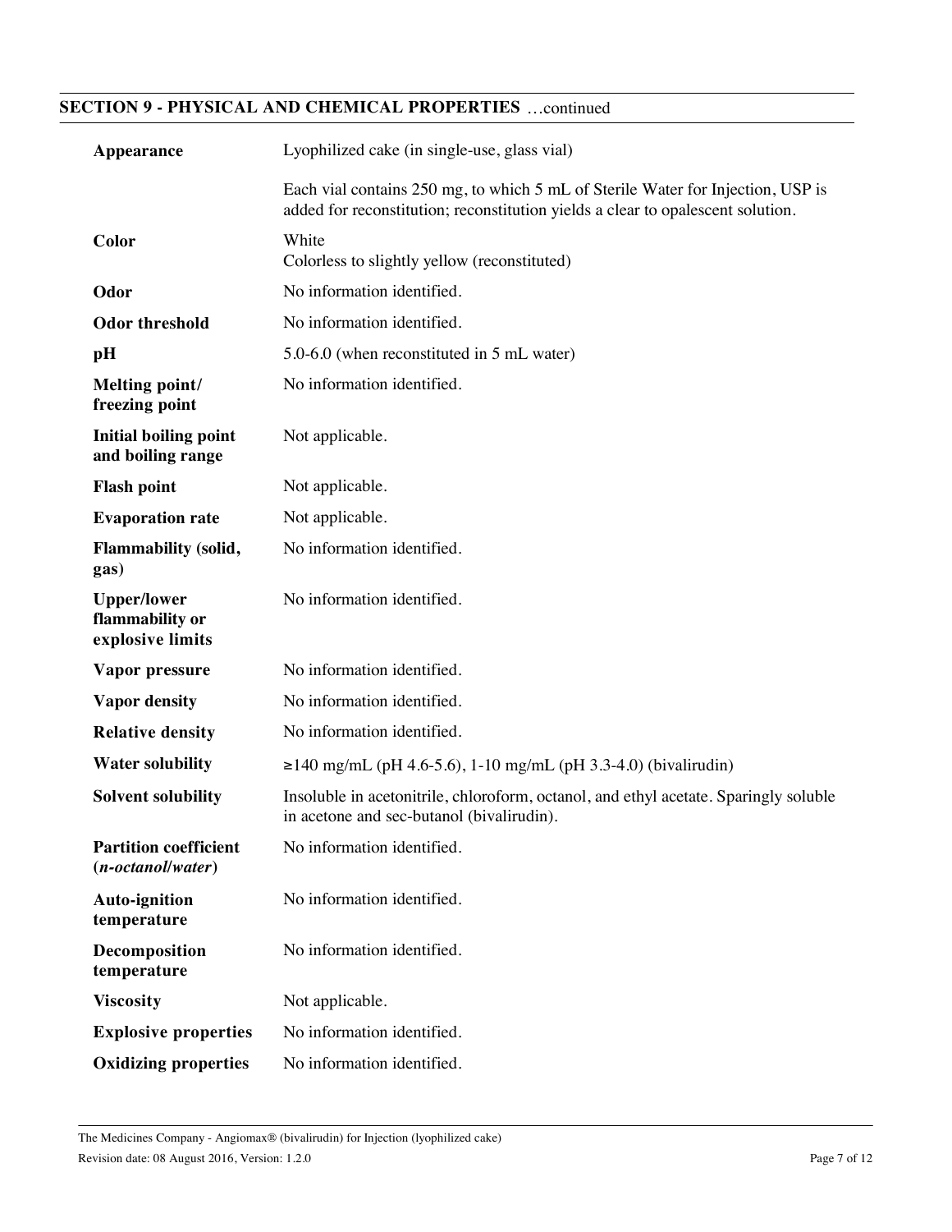## SECTION 9 - PHYSICAL AND CHEMICAL PROPERTIES …continued

| | |
|---|---|
| **Appearance** | Lyophilized cake (in single-use, glass vial)<br><br>Each vial contains 250 mg, to which 5 mL of Sterile Water for Injection, USP is added for reconstitution; reconstitution yields a clear to opalescent solution. |
| **Color** | White<br>Colorless to slightly yellow (reconstituted) |
| **Odor** | No information identified. |
| **Odor threshold** | No information identified. |
| **pH** | 5.0-6.0 (when reconstituted in 5 mL water) |
| **Melting point/ freezing point** | No information identified. |
| **Initial boiling point and boiling range** | Not applicable. |
| **Flash point** | Not applicable. |
| **Evaporation rate** | Not applicable. |
| **Flammability (solid, gas)** | No information identified. |
| **Upper/lower flammability or explosive limits** | No information identified. |
| **Vapor pressure** | No information identified. |
| **Vapor density** | No information identified. |
| **Relative density** | No information identified. |
| **Water solubility** | ≥140 mg/mL (pH 4.6-5.6), 1-10 mg/mL (pH 3.3-4.0) (bivalirudin) |
| **Solvent solubility** | Insoluble in acetonitrile, chloroform, octanol, and ethyl acetate. Sparingly soluble in acetone and sec-butanol (bivalirudin). |
| **Partition coefficient (*n-octanol/water*)** | No information identified. |
| **Auto-ignition temperature** | No information identified. |
| **Decomposition temperature** | No information identified. |
| **Viscosity** | Not applicable. |
| **Explosive properties** | No information identified. |
| **Oxidizing properties** | No information identified. |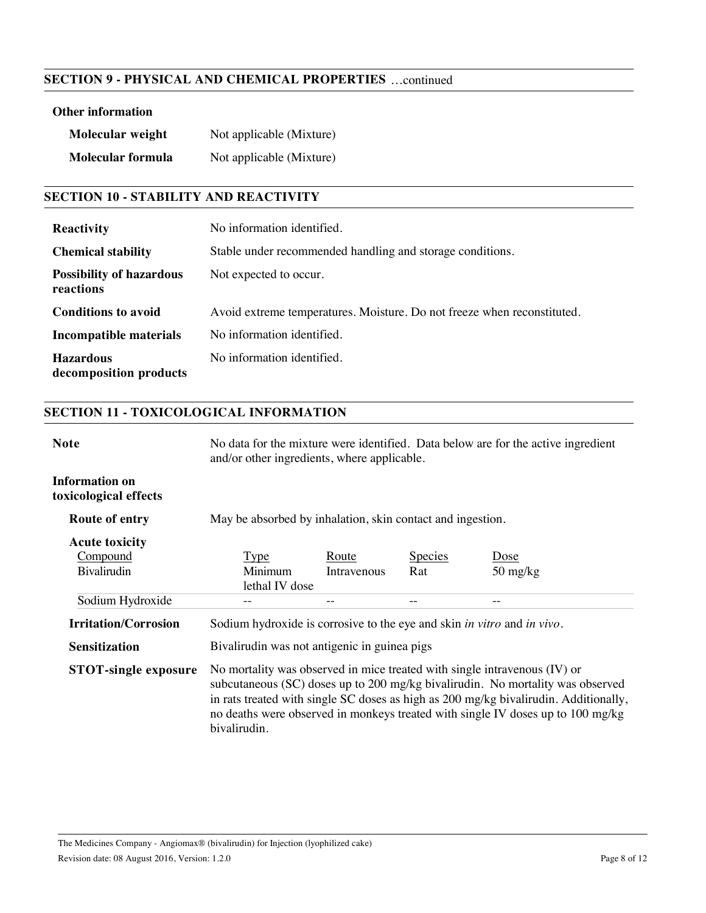## SECTION 9 - PHYSICAL AND CHEMICAL PROPERTIES …continued

**Other information**

**Molecular weight** Not applicable (Mixture)

**Molecular formula** Not applicable (Mixture)

## SECTION 10 - STABILITY AND REACTIVITY

**Reactivity** No information identified.

**Chemical stability** Stable under recommended handling and storage conditions.

**Possibility of hazardous reactions** Not expected to occur.

**Conditions to avoid** Avoid extreme temperatures. Moisture. Do not freeze when reconstituted.

**Incompatible materials** No information identified.

**Hazardous decomposition products** No information identified.

## SECTION 11 - TOXICOLOGICAL INFORMATION

**Note** No data for the mixture were identified. Data below are for the active ingredient and/or other ingredients, where applicable.

**Information on toxicological effects**

**Route of entry** May be absorbed by inhalation, skin contact and ingestion.

**Acute toxicity**

| Compound | Type | Route | Species | Dose |
|---|---|---|---|---|
| Bivalirudin | Minimum lethal IV dose | Intravenous | Rat | 50 mg/kg |
| Sodium Hydroxide | -- | -- | -- | -- |

**Irritation/Corrosion** Sodium hydroxide is corrosive to the eye and skin *in vitro* and *in vivo*.

**Sensitization** Bivalirudin was not antigenic in guinea pigs

**STOT-single exposure** No mortality was observed in mice treated with single intravenous (IV) or subcutaneous (SC) doses up to 200 mg/kg bivalirudin. No mortality was observed in rats treated with single SC doses as high as 200 mg/kg bivalirudin. Additionally, no deaths were observed in monkeys treated with single IV doses up to 100 mg/kg bivalirudin.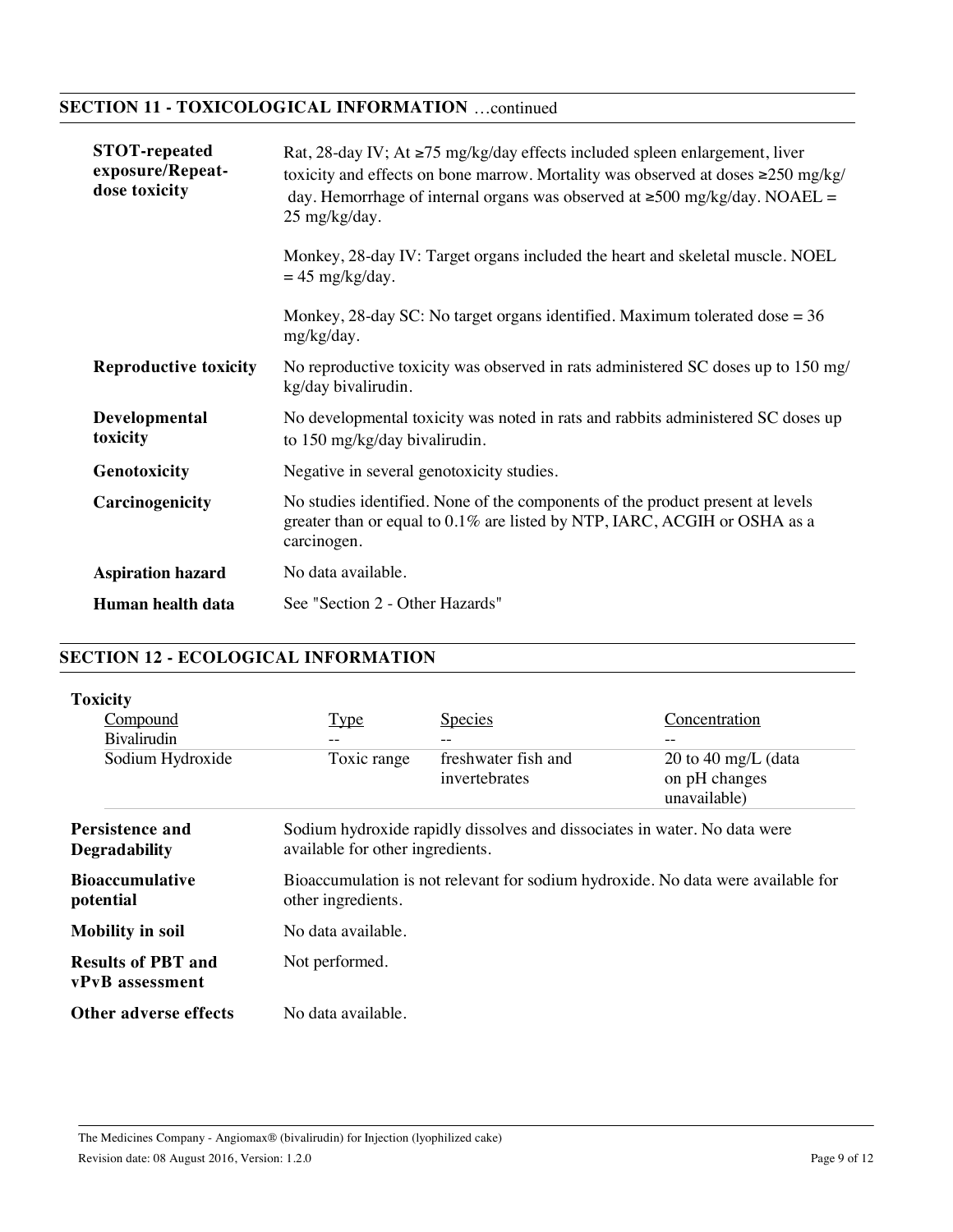## SECTION 11 - TOXICOLOGICAL INFORMATION …continued

| | |
|---|---|
| **STOT-repeated exposure/Repeat-dose toxicity** | Rat, 28-day IV; At ≥75 mg/kg/day effects included spleen enlargement, liver toxicity and effects on bone marrow. Mortality was observed at doses ≥250 mg/kg/day. Hemorrhage of internal organs was observed at ≥500 mg/kg/day. NOAEL = 25 mg/kg/day.<br><br>Monkey, 28-day IV: Target organs included the heart and skeletal muscle. NOEL = 45 mg/kg/day.<br><br>Monkey, 28-day SC: No target organs identified. Maximum tolerated dose = 36 mg/kg/day. |
| **Reproductive toxicity** | No reproductive toxicity was observed in rats administered SC doses up to 150 mg/kg/day bivalirudin. |
| **Developmental toxicity** | No developmental toxicity was noted in rats and rabbits administered SC doses up to 150 mg/kg/day bivalirudin. |
| **Genotoxicity** | Negative in several genotoxicity studies. |
| **Carcinogenicity** | No studies identified. None of the components of the product present at levels greater than or equal to 0.1% are listed by NTP, IARC, ACGIH or OSHA as a carcinogen. |
| **Aspiration hazard** | No data available. |
| **Human health data** | See "Section 2 - Other Hazards" |

## SECTION 12 - ECOLOGICAL INFORMATION

**Toxicity**

| Compound | Type | Species | Concentration |
|---|---|---|---|
| Bivalirudin | -- | -- | -- |
| Sodium Hydroxide | Toxic range | freshwater fish and invertebrates | 20 to 40 mg/L (data on pH changes unavailable) |

| | |
|---|---|
| **Persistence and Degradability** | Sodium hydroxide rapidly dissolves and dissociates in water. No data were available for other ingredients. |
| **Bioaccumulative potential** | Bioaccumulation is not relevant for sodium hydroxide. No data were available for other ingredients. |
| **Mobility in soil** | No data available. |
| **Results of PBT and vPvB assessment** | Not performed. |
| **Other adverse effects** | No data available. |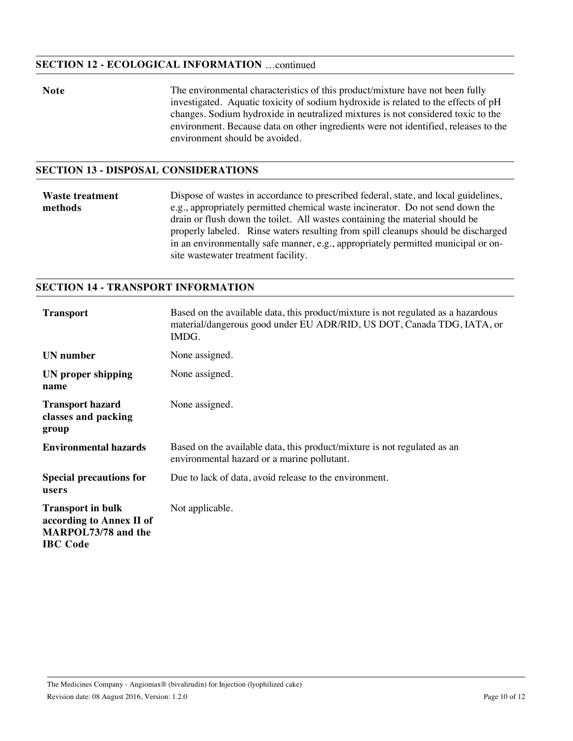## SECTION 12 - ECOLOGICAL INFORMATION …continued

| | |
|---|---|
| **Note** | The environmental characteristics of this product/mixture have not been fully investigated. Aquatic toxicity of sodium hydroxide is related to the effects of pH changes. Sodium hydroxide in neutralized mixtures is not considered toxic to the environment. Because data on other ingredients were not identified, releases to the environment should be avoided. |

## SECTION 13 - DISPOSAL CONSIDERATIONS

| | |
|---|---|
| **Waste treatment methods** | Dispose of wastes in accordance to prescribed federal, state, and local guidelines, e.g., appropriately permitted chemical waste incinerator. Do not send down the drain or flush down the toilet. All wastes containing the material should be properly labeled. Rinse waters resulting from spill cleanups should be discharged in an environmentally safe manner, e.g., appropriately permitted municipal or on-site wastewater treatment facility. |

## SECTION 14 - TRANSPORT INFORMATION

| | |
|---|---|
| **Transport** | Based on the available data, this product/mixture is not regulated as a hazardous material/dangerous good under EU ADR/RID, US DOT, Canada TDG, IATA, or IMDG. |
| **UN number** | None assigned. |
| **UN proper shipping name** | None assigned. |
| **Transport hazard classes and packing group** | None assigned. |
| **Environmental hazards** | Based on the available data, this product/mixture is not regulated as an environmental hazard or a marine pollutant. |
| **Special precautions for users** | Due to lack of data, avoid release to the environment. |
| **Transport in bulk according to Annex II of MARPOL73/78 and the IBC Code** | Not applicable. |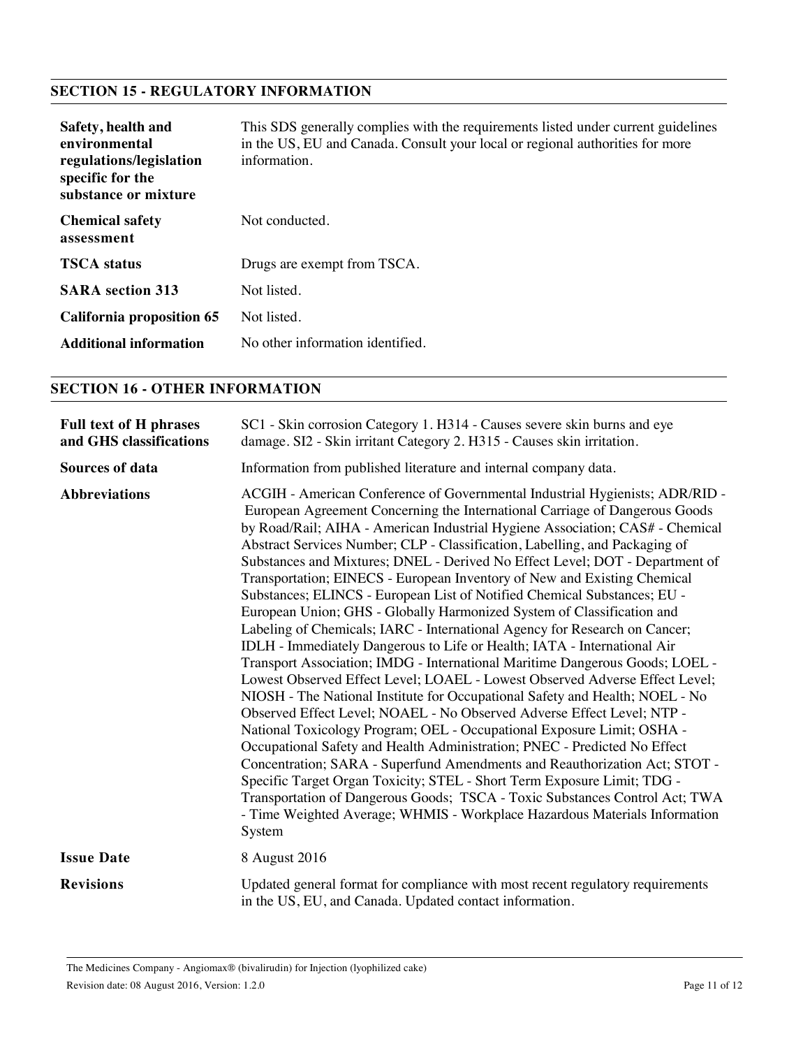## SECTION 15 - REGULATORY INFORMATION

| | |
|---|---|
| **Safety, health and environmental regulations/legislation specific for the substance or mixture** | This SDS generally complies with the requirements listed under current guidelines in the US, EU and Canada. Consult your local or regional authorities for more information. |
| **Chemical safety assessment** | Not conducted. |
| **TSCA status** | Drugs are exempt from TSCA. |
| **SARA section 313** | Not listed. |
| **California proposition 65** | Not listed. |
| **Additional information** | No other information identified. |

## SECTION 16 - OTHER INFORMATION

| | |
|---|---|
| **Full text of H phrases and GHS classifications** | SC1 - Skin corrosion Category 1. H314 - Causes severe skin burns and eye damage. SI2 - Skin irritant Category 2. H315 - Causes skin irritation. |
| **Sources of data** | Information from published literature and internal company data. |
| **Abbreviations** | ACGIH - American Conference of Governmental Industrial Hygienists; ADR/RID - European Agreement Concerning the International Carriage of Dangerous Goods by Road/Rail; AIHA - American Industrial Hygiene Association; CAS# - Chemical Abstract Services Number; CLP - Classification, Labelling, and Packaging of Substances and Mixtures; DNEL - Derived No Effect Level; DOT - Department of Transportation; EINECS - European Inventory of New and Existing Chemical Substances; ELINCS - European List of Notified Chemical Substances; EU - European Union; GHS - Globally Harmonized System of Classification and Labeling of Chemicals; IARC - International Agency for Research on Cancer; IDLH - Immediately Dangerous to Life or Health; IATA - International Air Transport Association; IMDG - International Maritime Dangerous Goods; LOEL - Lowest Observed Effect Level; LOAEL - Lowest Observed Adverse Effect Level; NIOSH - The National Institute for Occupational Safety and Health; NOEL - No Observed Effect Level; NOAEL - No Observed Adverse Effect Level; NTP - National Toxicology Program; OEL - Occupational Exposure Limit; OSHA - Occupational Safety and Health Administration; PNEC - Predicted No Effect Concentration; SARA - Superfund Amendments and Reauthorization Act; STOT - Specific Target Organ Toxicity; STEL - Short Term Exposure Limit; TDG - Transportation of Dangerous Goods; TSCA - Toxic Substances Control Act; TWA - Time Weighted Average; WHMIS - Workplace Hazardous Materials Information System |
| **Issue Date** | 8 August 2016 |
| **Revisions** | Updated general format for compliance with most recent regulatory requirements in the US, EU, and Canada. Updated contact information. |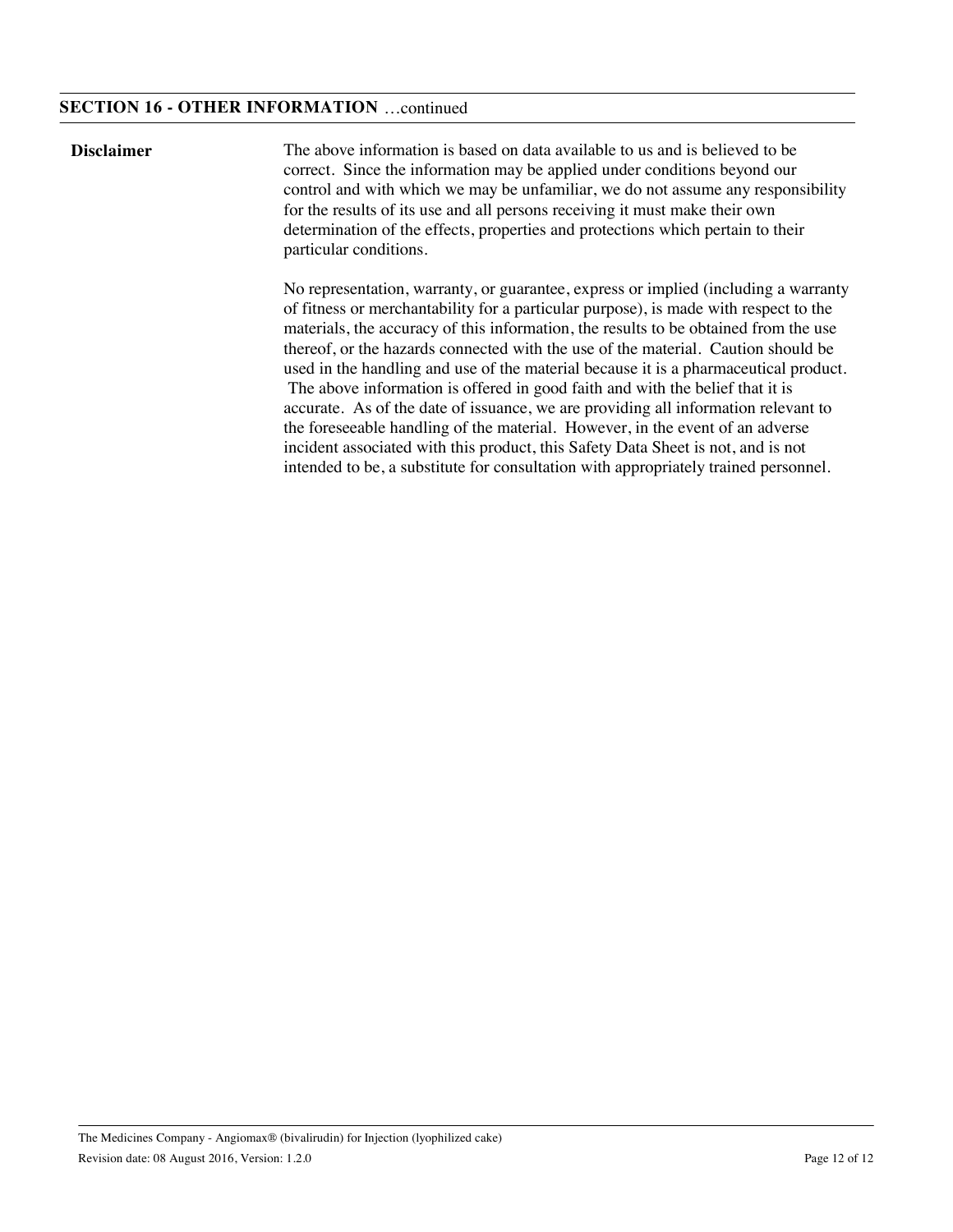## SECTION 16 - OTHER INFORMATION …continued

**Disclaimer**

The above information is based on data available to us and is believed to be correct. Since the information may be applied under conditions beyond our control and with which we may be unfamiliar, we do not assume any responsibility for the results of its use and all persons receiving it must make their own determination of the effects, properties and protections which pertain to their particular conditions.

No representation, warranty, or guarantee, express or implied (including a warranty of fitness or merchantability for a particular purpose), is made with respect to the materials, the accuracy of this information, the results to be obtained from the use thereof, or the hazards connected with the use of the material. Caution should be used in the handling and use of the material because it is a pharmaceutical product. The above information is offered in good faith and with the belief that it is accurate. As of the date of issuance, we are providing all information relevant to the foreseeable handling of the material. However, in the event of an adverse incident associated with this product, this Safety Data Sheet is not, and is not intended to be, a substitute for consultation with appropriately trained personnel.